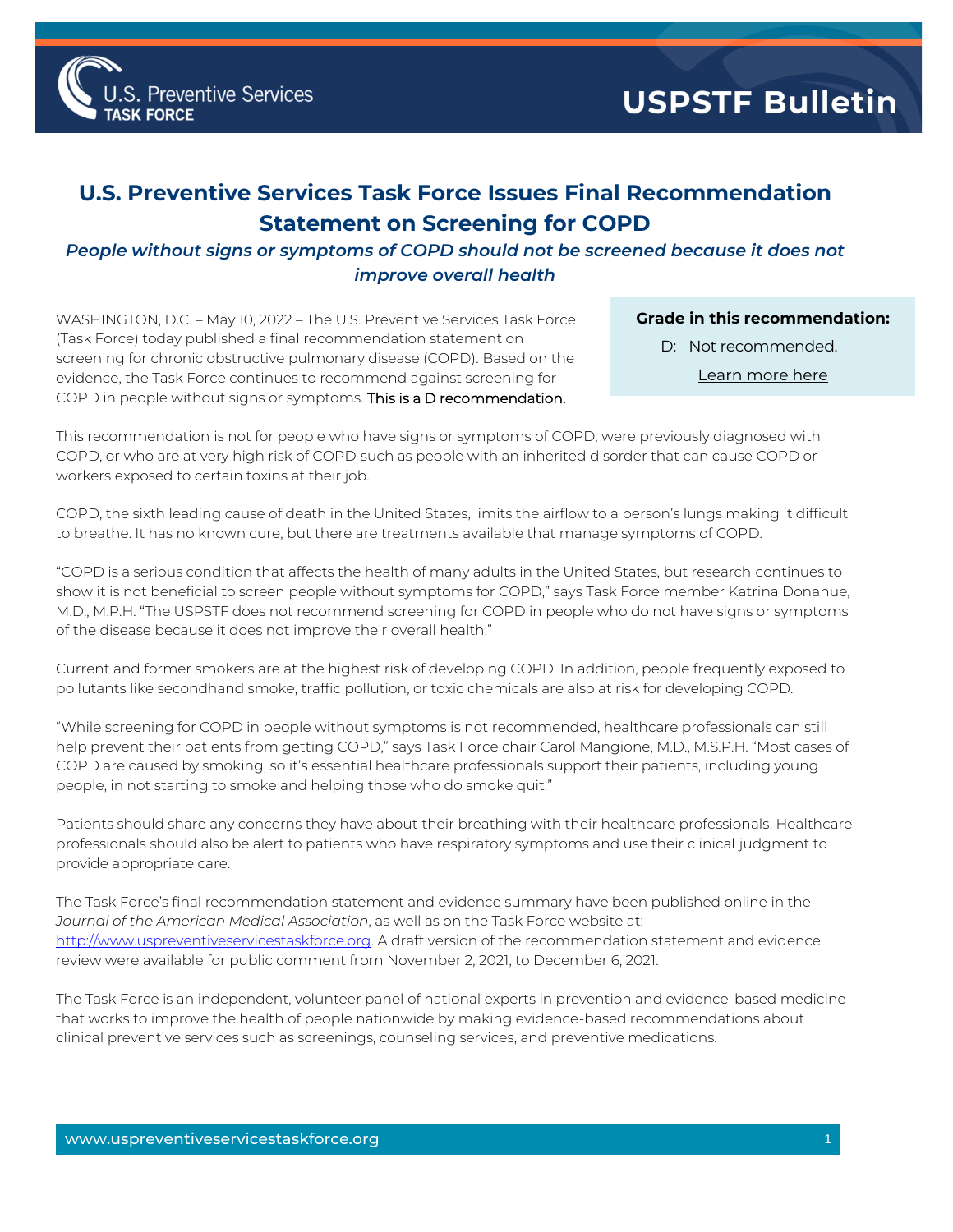U.S. Preventive Services TASK FORCE

USPSTF Bulletin

# U.S. Preventive Services Task Force Issues Final Recommendation Statement on Screening for COPD

## *People without signs or symptoms of COPD should not be screened because it does not improve overall health*

**Grade in this recommendation:**

D: Not recommended.

Learn more here

WASHINGTON, D.C. – May 10, 2022 – The U.S. Preventive Services Task Force (Task Force) today published a final recommendation statement on screening for chronic obstructive pulmonary disease (COPD). Based on the evidence, the Task Force continues to recommend against screening for COPD in people without signs or symptoms. This is a D recommendation.

This recommendation is not for people who have signs or symptoms of COPD, were previously diagnosed with COPD, or who are at very high risk of COPD such as people with an inherited disorder that can cause COPD or workers exposed to certain toxins at their job.

COPD, the sixth leading cause of death in the United States, limits the airflow to a person's lungs making it difficult to breathe. It has no known cure, but there are treatments available that manage symptoms of COPD.

"COPD is a serious condition that affects the health of many adults in the United States, but research continues to show it is not beneficial to screen people without symptoms for COPD," says Task Force member Katrina Donahue, M.D., M.P.H. "The USPSTF does not recommend screening for COPD in people who do not have signs or symptoms of the disease because it does not improve their overall health."

Current and former smokers are at the highest risk of developing COPD. In addition, people frequently exposed to pollutants like secondhand smoke, traffic pollution, or toxic chemicals are also at risk for developing COPD.

"While screening for COPD in people without symptoms is not recommended, healthcare professionals can still help prevent their patients from getting COPD," says Task Force chair Carol Mangione, M.D., M.S.P.H. "Most cases of COPD are caused by smoking, so it's essential healthcare professionals support their patients, including young people, in not starting to smoke and helping those who do smoke quit."

Patients should share any concerns they have about their breathing with their healthcare professionals. Healthcare professionals should also be alert to patients who have respiratory symptoms and use their clinical judgment to provide appropriate care.

The Task Force's final recommendation statement and evidence summary have been published online in the *Journal of the American Medical Association*, as well as on the Task Force website at: http://www.uspreventiveservicestaskforce.org. A draft version of the recommendation statement and evidence review were available for public comment from November 2, 2021, to December 6, 2021.

The Task Force is an independent, volunteer panel of national experts in prevention and evidence-based medicine that works to improve the health of people nationwide by making evidence-based recommendations about clinical preventive services such as screenings, counseling services, and preventive medications.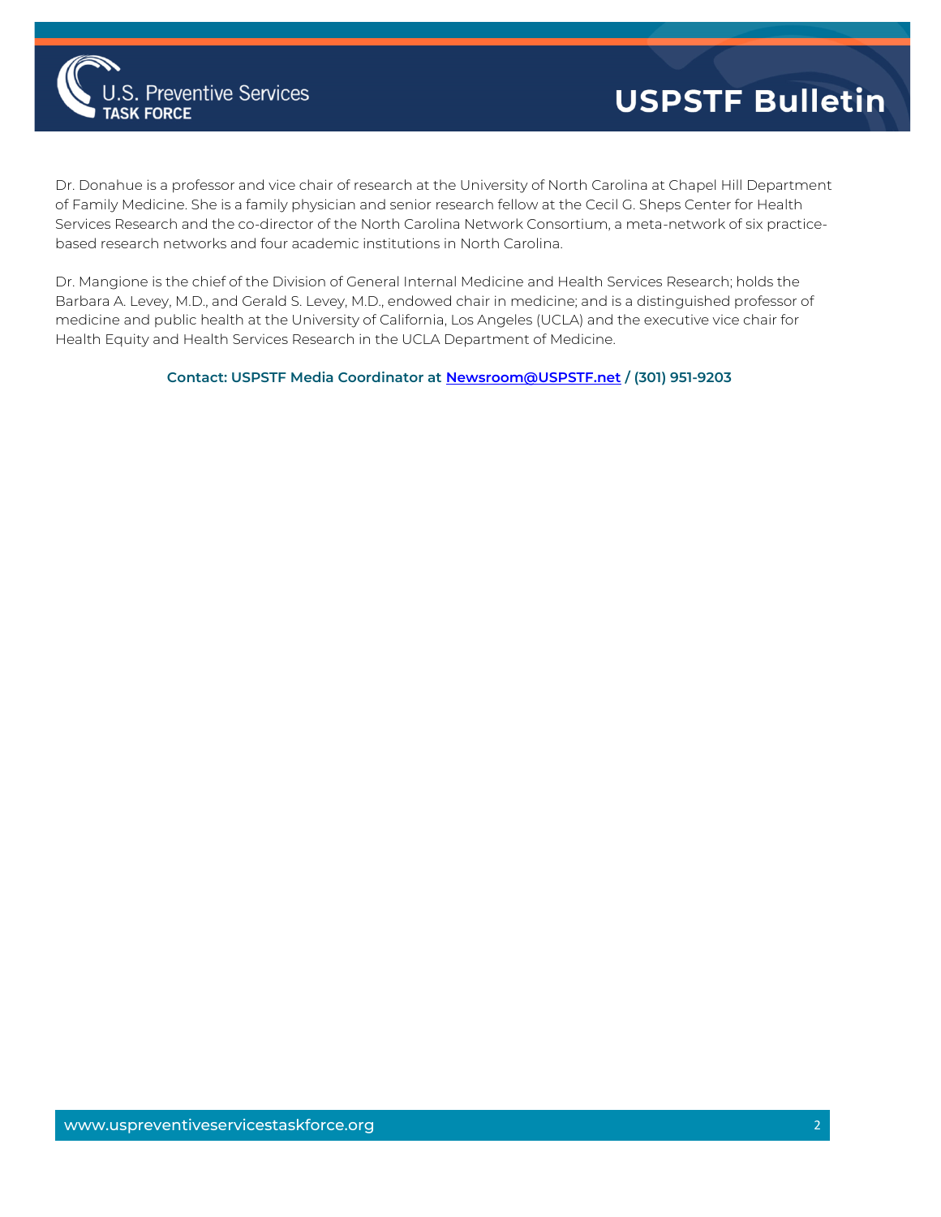Dr. Donahue is a professor and vice chair of research at the University of North Carolina at Chapel Hill Department of Family Medicine. She is a family physician and senior research fellow at the Cecil G. Sheps Center for Health Services Research and the co-director of the North Carolina Network Consortium, a meta-network of six practice-based research networks and four academic institutions in North Carolina.

Dr. Mangione is the chief of the Division of General Internal Medicine and Health Services Research; holds the Barbara A. Levey, M.D., and Gerald S. Levey, M.D., endowed chair in medicine; and is a distinguished professor of medicine and public health at the University of California, Los Angeles (UCLA) and the executive vice chair for Health Equity and Health Services Research in the UCLA Department of Medicine.

**Contact: USPSTF Media Coordinator at Newsroom@USPSTF.net / (301) 951-9203**